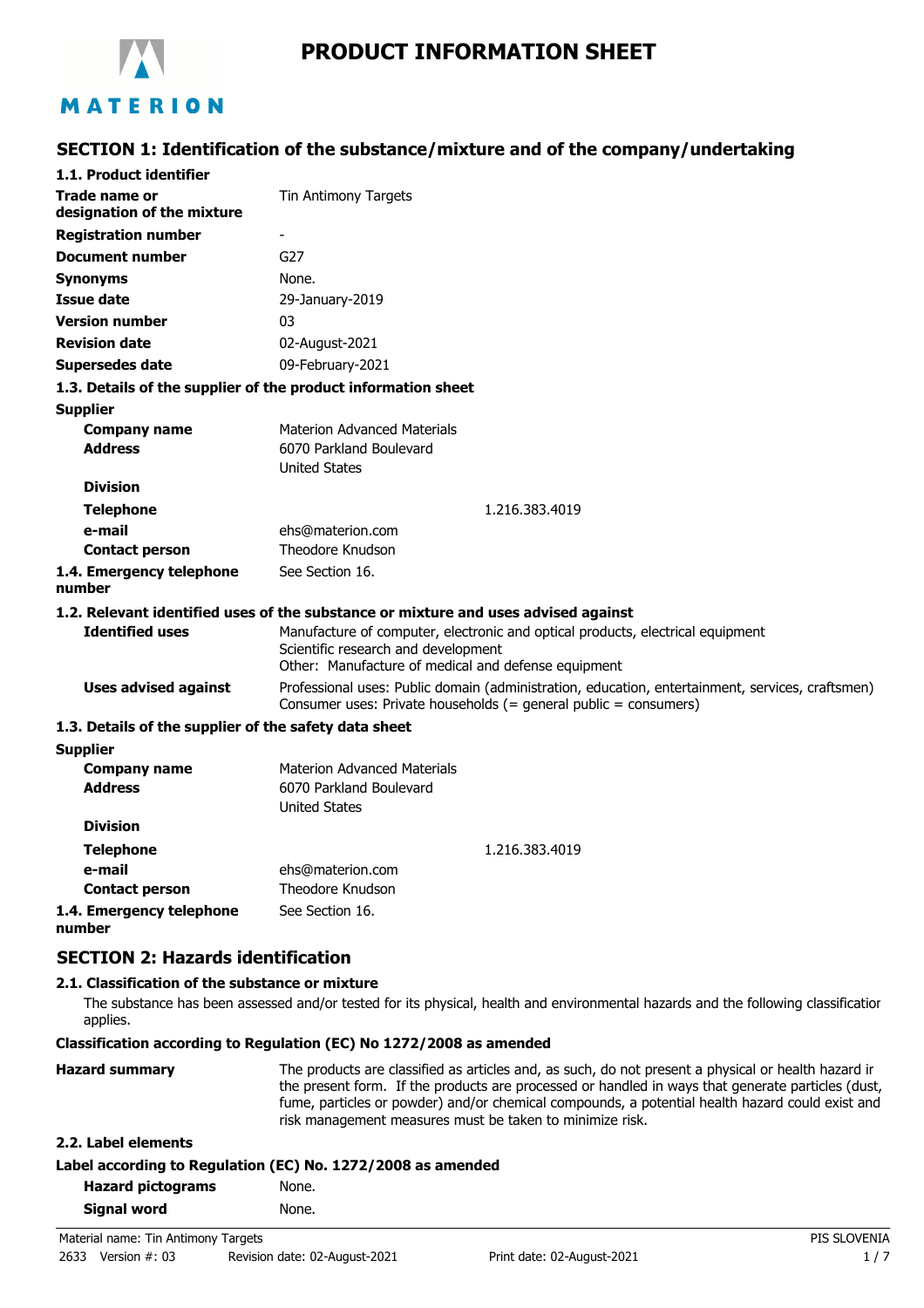MATERION

# PRODUCT INFORMATION SHEET

## SECTION 1: Identification of the substance/mixture and of the company/undertaking

### 1.1. Product identifier

| | |
|---|---|
| **Trade name or designation of the mixture** | Tin Antimony Targets |
| **Registration number** | - |
| **Document number** | G27 |
| **Synonyms** | None. |
| **Issue date** | 29-January-2019 |
| **Version number** | 03 |
| **Revision date** | 02-August-2021 |
| **Supersedes date** | 09-February-2021 |

### 1.3. Details of the supplier of the product information sheet

**Supplier**

| | |
|---|---|
| **Company name** | Materion Advanced Materials |
| **Address** | 6070 Parkland Boulevard<br>United States |
| **Division** | |
| **Telephone** | 1.216.383.4019 |
| **e-mail** | ehs@materion.com |
| **Contact person** | Theodore Knudson |
| **1.4. Emergency telephone number** | See Section 16. |

### 1.2. Relevant identified uses of the substance or mixture and uses advised against

| | |
|---|---|
| **Identified uses** | Manufacture of computer, electronic and optical products, electrical equipment<br>Scientific research and development<br>Other: Manufacture of medical and defense equipment |
| **Uses advised against** | Professional uses: Public domain (administration, education, entertainment, services, craftsmen)<br>Consumer uses: Private households (= general public = consumers) |

### 1.3. Details of the supplier of the safety data sheet

**Supplier**

| | |
|---|---|
| **Company name** | Materion Advanced Materials |
| **Address** | 6070 Parkland Boulevard<br>United States |
| **Division** | |
| **Telephone** | 1.216.383.4019 |
| **e-mail** | ehs@materion.com |
| **Contact person** | Theodore Knudson |
| **1.4. Emergency telephone number** | See Section 16. |

## SECTION 2: Hazards identification

### 2.1. Classification of the substance or mixture

The substance has been assessed and/or tested for its physical, health and environmental hazards and the following classification applies.

**Classification according to Regulation (EC) No 1272/2008 as amended**

| | |
|---|---|
| **Hazard summary** | The products are classified as articles and, as such, do not present a physical or health hazard in the present form. If the products are processed or handled in ways that generate particles (dust, fume, particles or powder) and/or chemical compounds, a potential health hazard could exist and risk management measures must be taken to minimize risk. |

### 2.2. Label elements

**Label according to Regulation (EC) No. 1272/2008 as amended**

| | |
|---|---|
| **Hazard pictograms** | None. |
| **Signal word** | None. |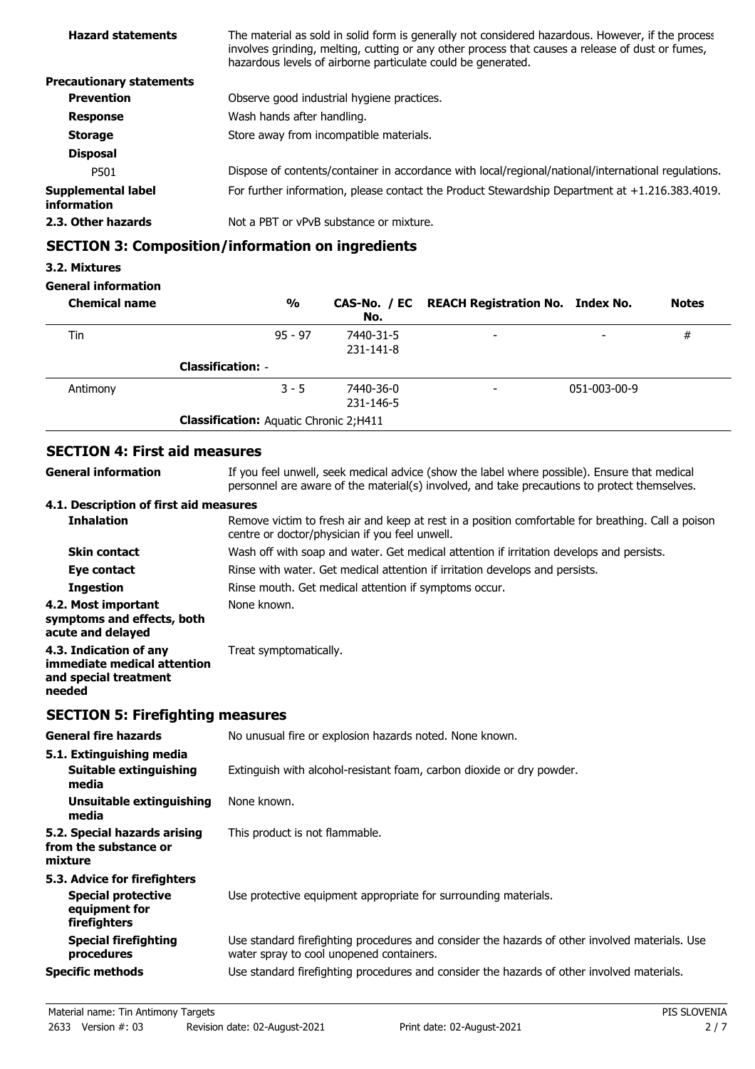| | |
|---|---|
| **Hazard statements** | The material as sold in solid form is generally not considered hazardous. However, if the process involves grinding, melting, cutting or any other process that causes a release of dust or fumes, hazardous levels of airborne particulate could be generated. |
| **Precautionary statements** | |
| **Prevention** | Observe good industrial hygiene practices. |
| **Response** | Wash hands after handling. |
| **Storage** | Store away from incompatible materials. |
| **Disposal** | |
| P501 | Dispose of contents/container in accordance with local/regional/national/international regulations. |
| **Supplemental label information** | For further information, please contact the Product Stewardship Department at +1.216.383.4019. |
| **2.3. Other hazards** | Not a PBT or vPvB substance or mixture. |

## SECTION 3: Composition/information on ingredients

**3.2. Mixtures**

**General information**

| Chemical name | % | CAS-No. / EC No. | REACH Registration No. | Index No. | Notes |
|---|---|---|---|---|---|
| Tin | 95 - 97 | 7440-31-5 231-141-8 | - | - | # |
| **Classification:** - | | | | | |
| Antimony | 3 - 5 | 7440-36-0 231-146-5 | - | 051-003-00-9 | |
| **Classification:** Aquatic Chronic 2;H411 | | | | | |

## SECTION 4: First aid measures

| | |
|---|---|
| **General information** | If you feel unwell, seek medical advice (show the label where possible). Ensure that medical personnel are aware of the material(s) involved, and take precautions to protect themselves. |
| **4.1. Description of first aid measures** | |
| **Inhalation** | Remove victim to fresh air and keep at rest in a position comfortable for breathing. Call a poison centre or doctor/physician if you feel unwell. |
| **Skin contact** | Wash off with soap and water. Get medical attention if irritation develops and persists. |
| **Eye contact** | Rinse with water. Get medical attention if irritation develops and persists. |
| **Ingestion** | Rinse mouth. Get medical attention if symptoms occur. |
| **4.2. Most important symptoms and effects, both acute and delayed** | None known. |
| **4.3. Indication of any immediate medical attention and special treatment needed** | Treat symptomatically. |

## SECTION 5: Firefighting measures

| | |
|---|---|
| **General fire hazards** | No unusual fire or explosion hazards noted. None known. |
| **5.1. Extinguishing media** | |
| **Suitable extinguishing media** | Extinguish with alcohol-resistant foam, carbon dioxide or dry powder. |
| **Unsuitable extinguishing media** | None known. |
| **5.2. Special hazards arising from the substance or mixture** | This product is not flammable. |
| **5.3. Advice for firefighters** | |
| **Special protective equipment for firefighters** | Use protective equipment appropriate for surrounding materials. |
| **Special firefighting procedures** | Use standard firefighting procedures and consider the hazards of other involved materials. Use water spray to cool unopened containers. |
| **Specific methods** | Use standard firefighting procedures and consider the hazards of other involved materials. |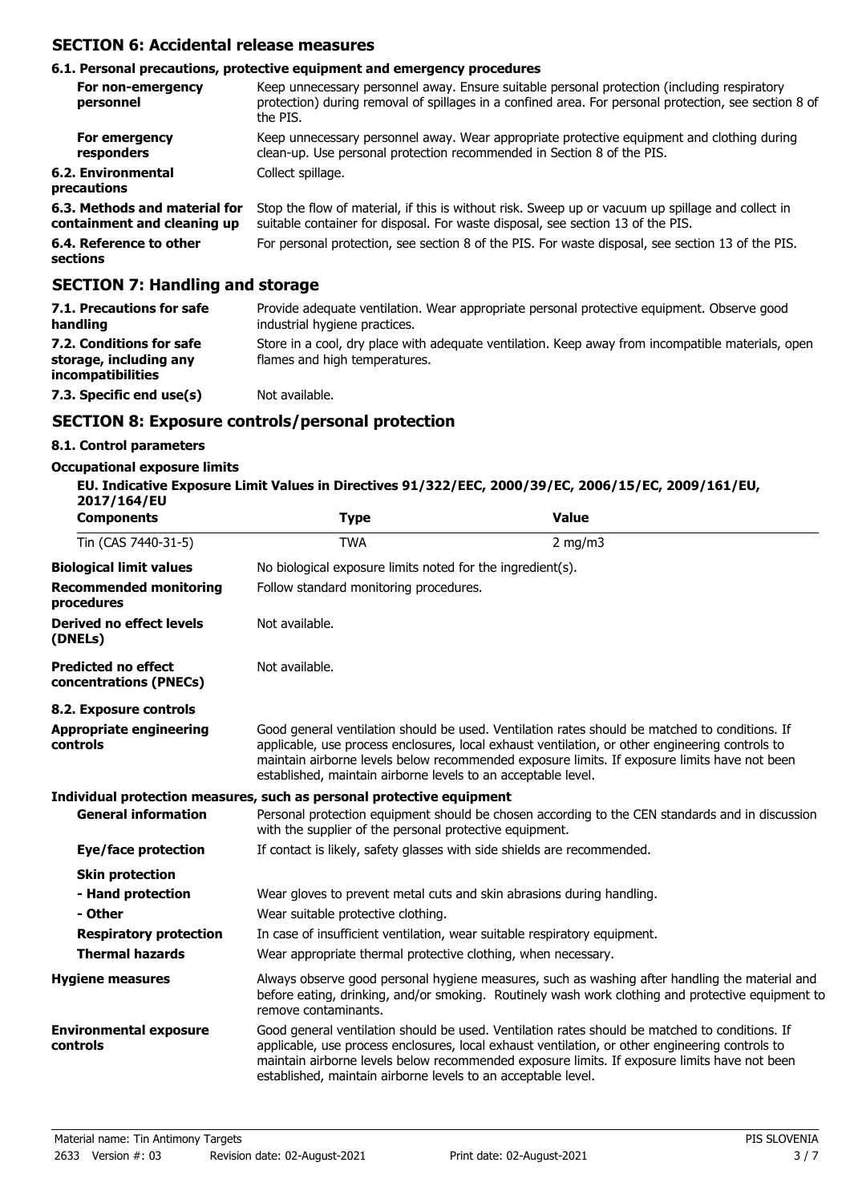## SECTION 6: Accidental release measures

### 6.1. Personal precautions, protective equipment and emergency procedures

**For non-emergency personnel**
Keep unnecessary personnel away. Ensure suitable personal protection (including respiratory protection) during removal of spillages in a confined area. For personal protection, see section 8 of the PIS.

**For emergency responders**
Keep unnecessary personnel away. Wear appropriate protective equipment and clothing during clean-up. Use personal protection recommended in Section 8 of the PIS.

**6.2. Environmental precautions**
Collect spillage.

**6.3. Methods and material for containment and cleaning up**
Stop the flow of material, if this is without risk. Sweep up or vacuum up spillage and collect in suitable container for disposal. For waste disposal, see section 13 of the PIS.

**6.4. Reference to other sections**
For personal protection, see section 8 of the PIS. For waste disposal, see section 13 of the PIS.

## SECTION 7: Handling and storage

**7.1. Precautions for safe handling**
Provide adequate ventilation. Wear appropriate personal protective equipment. Observe good industrial hygiene practices.

**7.2. Conditions for safe storage, including any incompatibilities**
Store in a cool, dry place with adequate ventilation. Keep away from incompatible materials, open flames and high temperatures.

**7.3. Specific end use(s)**
Not available.

## SECTION 8: Exposure controls/personal protection

### 8.1. Control parameters

**Occupational exposure limits**

**EU. Indicative Exposure Limit Values in Directives 91/322/EEC, 2000/39/EC, 2006/15/EC, 2009/161/EU, 2017/164/EU**

| Components | Type | Value |
|---|---|---|
| Tin (CAS 7440-31-5) | TWA | 2 mg/m3 |

**Biological limit values**
No biological exposure limits noted for the ingredient(s).

**Recommended monitoring procedures**
Follow standard monitoring procedures.

**Derived no effect levels (DNELs)**
Not available.

**Predicted no effect concentrations (PNECs)**
Not available.

### 8.2. Exposure controls

**Appropriate engineering controls**
Good general ventilation should be used. Ventilation rates should be matched to conditions. If applicable, use process enclosures, local exhaust ventilation, or other engineering controls to maintain airborne levels below recommended exposure limits. If exposure limits have not been established, maintain airborne levels to an acceptable level.

**Individual protection measures, such as personal protective equipment**

**General information**
Personal protection equipment should be chosen according to the CEN standards and in discussion with the supplier of the personal protective equipment.

**Eye/face protection**
If contact is likely, safety glasses with side shields are recommended.

**Skin protection**

**- Hand protection**
Wear gloves to prevent metal cuts and skin abrasions during handling.

**- Other**
Wear suitable protective clothing.

**Respiratory protection**
In case of insufficient ventilation, wear suitable respiratory equipment.

**Thermal hazards**
Wear appropriate thermal protective clothing, when necessary.

**Hygiene measures**
Always observe good personal hygiene measures, such as washing after handling the material and before eating, drinking, and/or smoking. Routinely wash work clothing and protective equipment to remove contaminants.

**Environmental exposure controls**
Good general ventilation should be used. Ventilation rates should be matched to conditions. If applicable, use process enclosures, local exhaust ventilation, or other engineering controls to maintain airborne levels below recommended exposure limits. If exposure limits have not been established, maintain airborne levels to an acceptable level.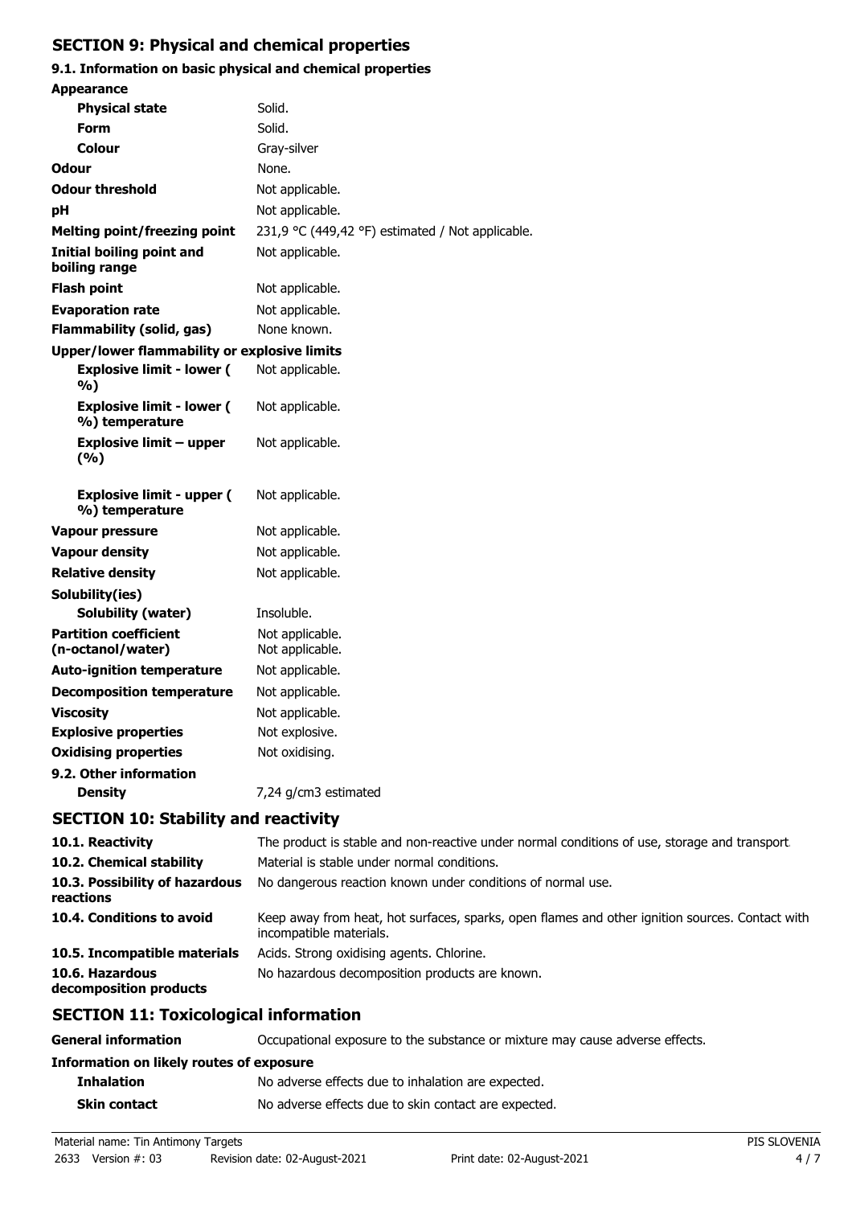## SECTION 9: Physical and chemical properties

### 9.1. Information on basic physical and chemical properties

| | |
|---|---|
| **Appearance** | |
| **Physical state** | Solid. |
| **Form** | Solid. |
| **Colour** | Gray-silver |
| **Odour** | None. |
| **Odour threshold** | Not applicable. |
| **pH** | Not applicable. |
| **Melting point/freezing point** | 231,9 °C (449,42 °F) estimated / Not applicable. |
| **Initial boiling point and boiling range** | Not applicable. |
| **Flash point** | Not applicable. |
| **Evaporation rate** | Not applicable. |
| **Flammability (solid, gas)** | None known. |
| **Upper/lower flammability or explosive limits** | |
| **Explosive limit - lower ( %)** | Not applicable. |
| **Explosive limit - lower ( %) temperature** | Not applicable. |
| **Explosive limit – upper (%)** | Not applicable. |
| **Explosive limit - upper ( %) temperature** | Not applicable. |
| **Vapour pressure** | Not applicable. |
| **Vapour density** | Not applicable. |
| **Relative density** | Not applicable. |
| **Solubility(ies)** | |
| **Solubility (water)** | Insoluble. |
| **Partition coefficient (n-octanol/water)** | Not applicable. Not applicable. |
| **Auto-ignition temperature** | Not applicable. |
| **Decomposition temperature** | Not applicable. |
| **Viscosity** | Not applicable. |
| **Explosive properties** | Not explosive. |
| **Oxidising properties** | Not oxidising. |

### 9.2. Other information

| | |
|---|---|
| **Density** | 7,24 g/cm3 estimated |

## SECTION 10: Stability and reactivity

| | |
|---|---|
| **10.1. Reactivity** | The product is stable and non-reactive under normal conditions of use, storage and transport. |
| **10.2. Chemical stability** | Material is stable under normal conditions. |
| **10.3. Possibility of hazardous reactions** | No dangerous reaction known under conditions of normal use. |
| **10.4. Conditions to avoid** | Keep away from heat, hot surfaces, sparks, open flames and other ignition sources. Contact with incompatible materials. |
| **10.5. Incompatible materials** | Acids. Strong oxidising agents. Chlorine. |
| **10.6. Hazardous decomposition products** | No hazardous decomposition products are known. |

## SECTION 11: Toxicological information

| | |
|---|---|
| **General information** | Occupational exposure to the substance or mixture may cause adverse effects. |
| **Information on likely routes of exposure** | |
| **Inhalation** | No adverse effects due to inhalation are expected. |
| **Skin contact** | No adverse effects due to skin contact are expected. |

Material name: Tin Antimony Targets
2633 Version #: 03 Revision date: 02-August-2021 Print date: 02-August-2021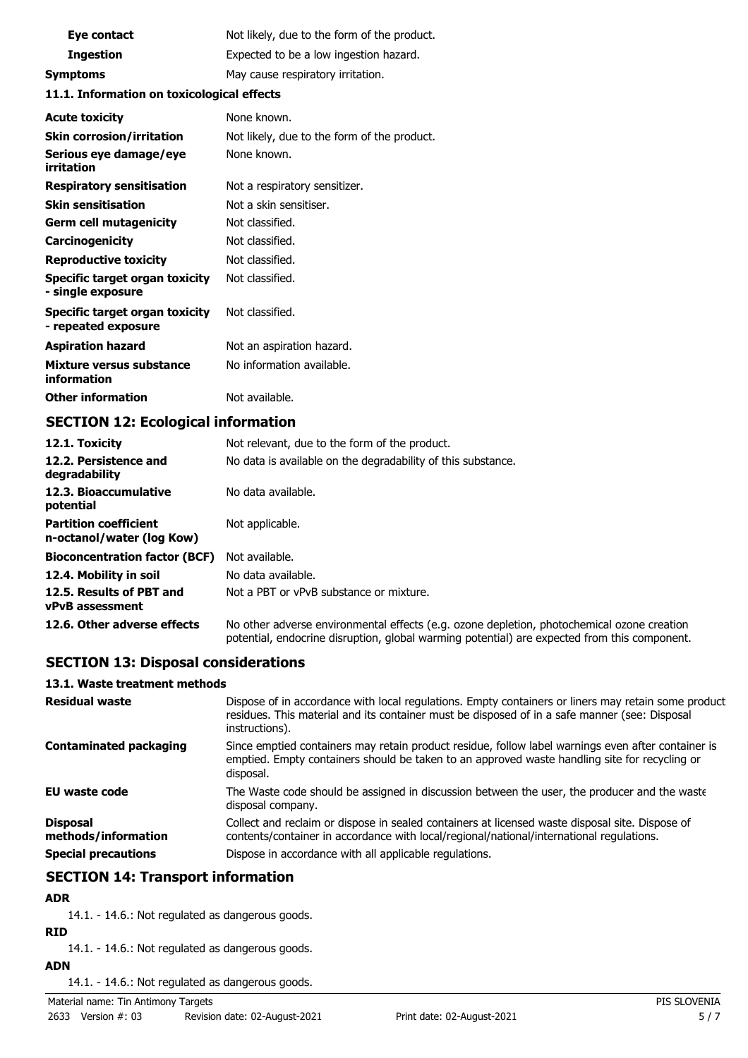| | |
|---|---|
| **Eye contact** | Not likely, due to the form of the product. |
| **Ingestion** | Expected to be a low ingestion hazard. |
| **Symptoms** | May cause respiratory irritation. |

**11.1. Information on toxicological effects**

| | |
|---|---|
| **Acute toxicity** | None known. |
| **Skin corrosion/irritation** | Not likely, due to the form of the product. |
| **Serious eye damage/eye irritation** | None known. |
| **Respiratory sensitisation** | Not a respiratory sensitizer. |
| **Skin sensitisation** | Not a skin sensitiser. |
| **Germ cell mutagenicity** | Not classified. |
| **Carcinogenicity** | Not classified. |
| **Reproductive toxicity** | Not classified. |
| **Specific target organ toxicity - single exposure** | Not classified. |
| **Specific target organ toxicity - repeated exposure** | Not classified. |
| **Aspiration hazard** | Not an aspiration hazard. |
| **Mixture versus substance information** | No information available. |
| **Other information** | Not available. |

## SECTION 12: Ecological information

| | |
|---|---|
| **12.1. Toxicity** | Not relevant, due to the form of the product. |
| **12.2. Persistence and degradability** | No data is available on the degradability of this substance. |
| **12.3. Bioaccumulative potential** | No data available. |
| **Partition coefficient n-octanol/water (log Kow)** | Not applicable. |
| **Bioconcentration factor (BCF)** | Not available. |
| **12.4. Mobility in soil** | No data available. |
| **12.5. Results of PBT and vPvB assessment** | Not a PBT or vPvB substance or mixture. |
| **12.6. Other adverse effects** | No other adverse environmental effects (e.g. ozone depletion, photochemical ozone creation potential, endocrine disruption, global warming potential) are expected from this component. |

## SECTION 13: Disposal considerations

**13.1. Waste treatment methods**

| | |
|---|---|
| **Residual waste** | Dispose of in accordance with local regulations. Empty containers or liners may retain some product residues. This material and its container must be disposed of in a safe manner (see: Disposal instructions). |
| **Contaminated packaging** | Since emptied containers may retain product residue, follow label warnings even after container is emptied. Empty containers should be taken to an approved waste handling site for recycling or disposal. |
| **EU waste code** | The Waste code should be assigned in discussion between the user, the producer and the waste disposal company. |
| **Disposal methods/information** | Collect and reclaim or dispose in sealed containers at licensed waste disposal site. Dispose of contents/container in accordance with local/regional/national/international regulations. |
| **Special precautions** | Dispose in accordance with all applicable regulations. |

## SECTION 14: Transport information

**ADR**

14.1. - 14.6.: Not regulated as dangerous goods.

**RID**

14.1. - 14.6.: Not regulated as dangerous goods.

**ADN**

14.1. - 14.6.: Not regulated as dangerous goods.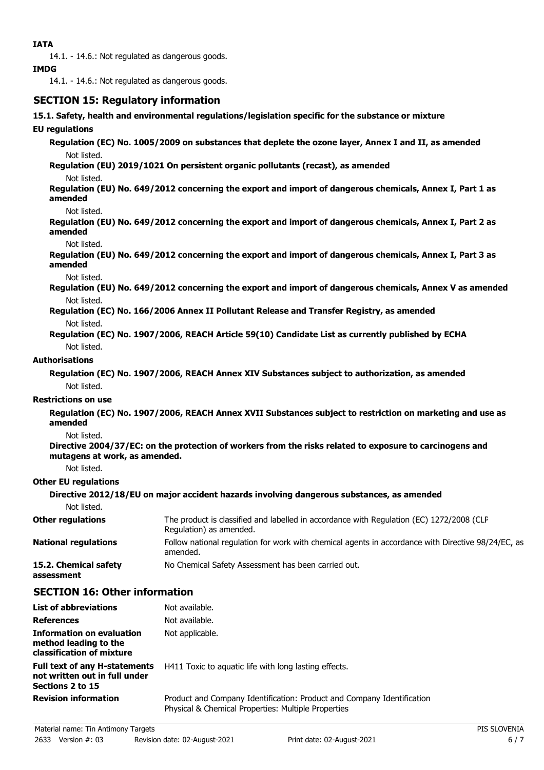**IATA**

14.1. - 14.6.: Not regulated as dangerous goods.

**IMDG**

14.1. - 14.6.: Not regulated as dangerous goods.

## SECTION 15: Regulatory information

**15.1. Safety, health and environmental regulations/legislation specific for the substance or mixture**

**EU regulations**

**Regulation (EC) No. 1005/2009 on substances that deplete the ozone layer, Annex I and II, as amended**

Not listed.

**Regulation (EU) 2019/1021 On persistent organic pollutants (recast), as amended**

Not listed.

**Regulation (EU) No. 649/2012 concerning the export and import of dangerous chemicals, Annex I, Part 1 as amended**

Not listed.

**Regulation (EU) No. 649/2012 concerning the export and import of dangerous chemicals, Annex I, Part 2 as amended**

Not listed.

**Regulation (EU) No. 649/2012 concerning the export and import of dangerous chemicals, Annex I, Part 3 as amended**

Not listed.

**Regulation (EU) No. 649/2012 concerning the export and import of dangerous chemicals, Annex V as amended**

Not listed.

**Regulation (EC) No. 166/2006 Annex II Pollutant Release and Transfer Registry, as amended**

Not listed.

**Regulation (EC) No. 1907/2006, REACH Article 59(10) Candidate List as currently published by ECHA**

Not listed.

**Authorisations**

**Regulation (EC) No. 1907/2006, REACH Annex XIV Substances subject to authorization, as amended**

Not listed.

**Restrictions on use**

**Regulation (EC) No. 1907/2006, REACH Annex XVII Substances subject to restriction on marketing and use as amended**

Not listed.

**Directive 2004/37/EC: on the protection of workers from the risks related to exposure to carcinogens and mutagens at work, as amended.**

Not listed.

**Other EU regulations**

**Directive 2012/18/EU on major accident hazards involving dangerous substances, as amended**

Not listed.

**Other regulations** — The product is classified and labelled in accordance with Regulation (EC) 1272/2008 (CLP Regulation) as amended.

**National regulations** — Follow national regulation for work with chemical agents in accordance with Directive 98/24/EC, as amended.

**15.2. Chemical safety assessment** — No Chemical Safety Assessment has been carried out.

## SECTION 16: Other information

**List of abbreviations** — Not available.

**References** — Not available.

**Information on evaluation method leading to the classification of mixture** — Not applicable.

**Full text of any H-statements not written out in full under Sections 2 to 15** — H411 Toxic to aquatic life with long lasting effects.

**Revision information** — Product and Company Identification: Product and Company Identification
Physical & Chemical Properties: Multiple Properties

Material name: Tin Antimony Targets
2633 Version #: 03 Revision date: 02-August-2021 Print date: 02-August-2021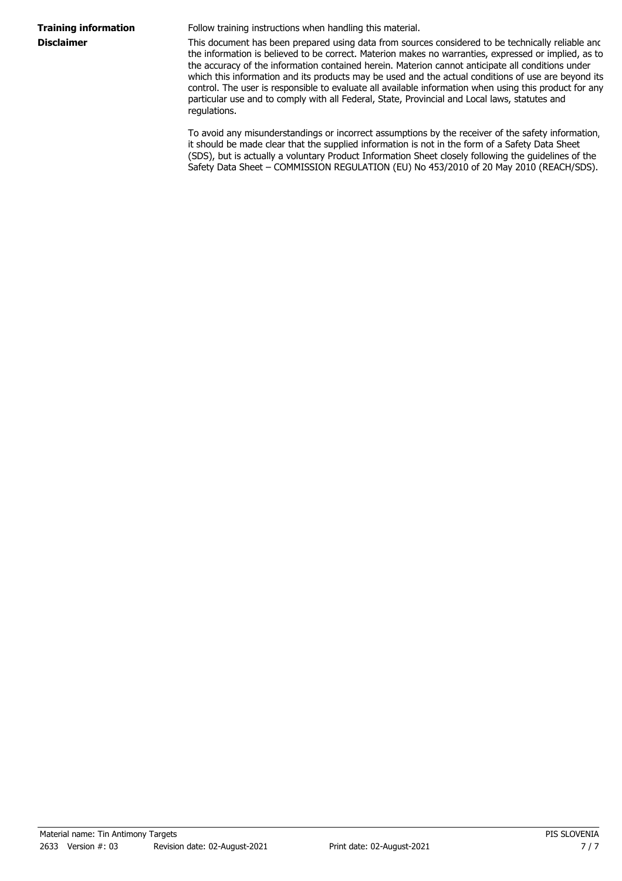**Training information**

Follow training instructions when handling this material.

**Disclaimer**

This document has been prepared using data from sources considered to be technically reliable and the information is believed to be correct. Materion makes no warranties, expressed or implied, as to the accuracy of the information contained herein. Materion cannot anticipate all conditions under which this information and its products may be used and the actual conditions of use are beyond its control. The user is responsible to evaluate all available information when using this product for any particular use and to comply with all Federal, State, Provincial and Local laws, statutes and regulations.

To avoid any misunderstandings or incorrect assumptions by the receiver of the safety information, it should be made clear that the supplied information is not in the form of a Safety Data Sheet (SDS), but is actually a voluntary Product Information Sheet closely following the guidelines of the Safety Data Sheet – COMMISSION REGULATION (EU) No 453/2010 of 20 May 2010 (REACH/SDS).